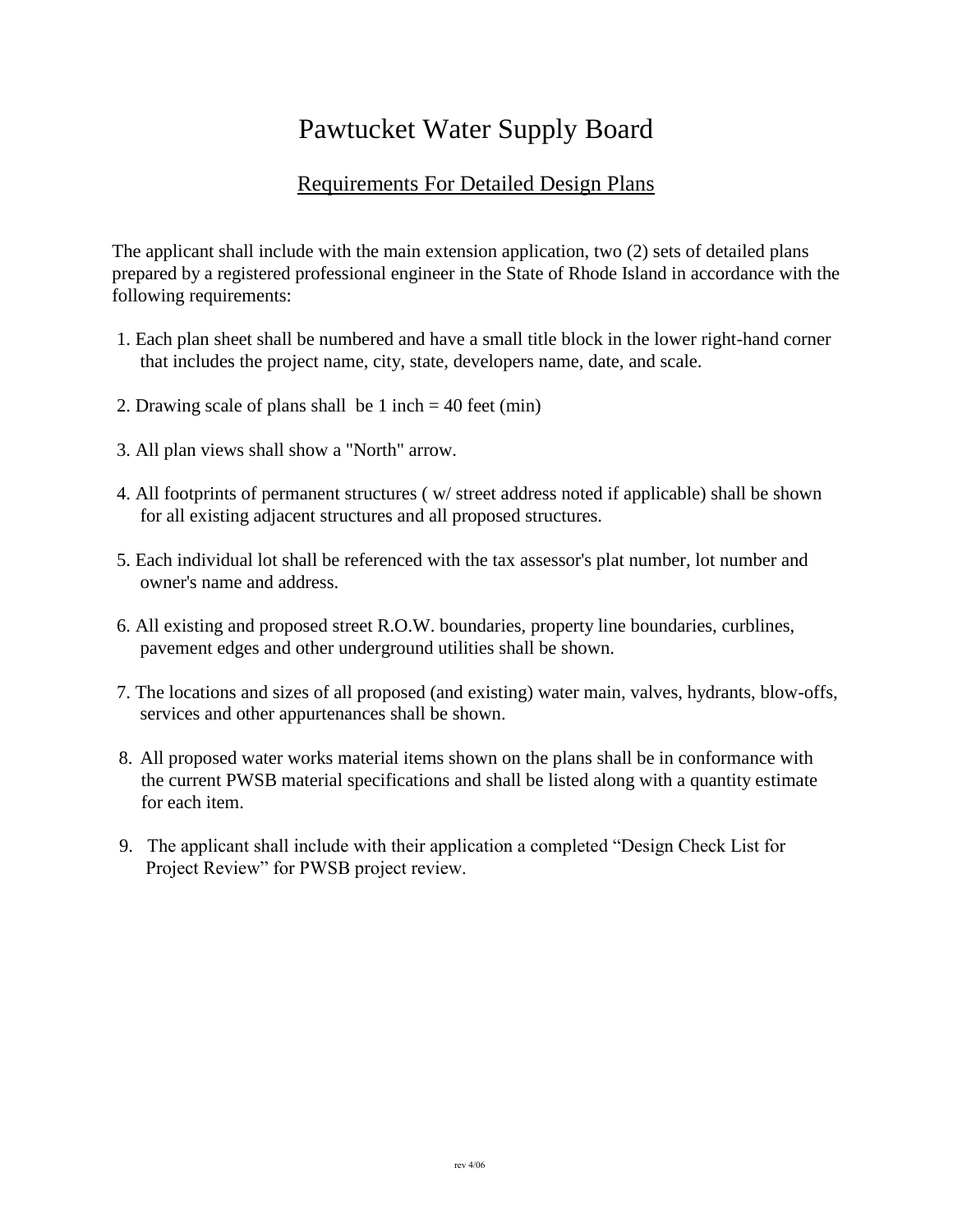# Pawtucket Water Supply Board

## Requirements For Detailed Design Plans

The applicant shall include with the main extension application, two (2) sets of detailed plans prepared by a registered professional engineer in the State of Rhode Island in accordance with the following requirements:

1. Each plan sheet shall be numbered and have a small title block in the lower right-hand corner that includes the project name, city, state, developers name, date, and scale.

2. Drawing scale of plans shall be 1 inch = 40 feet (min)

3. All plan views shall show a "North" arrow.

4. All footprints of permanent structures ( w/ street address noted if applicable) shall be shown for all existing adjacent structures and all proposed structures.

5. Each individual lot shall be referenced with the tax assessor's plat number, lot number and owner's name and address.

6. All existing and proposed street R.O.W. boundaries, property line boundaries, curblines, pavement edges and other underground utilities shall be shown.

7. The locations and sizes of all proposed (and existing) water main, valves, hydrants, blow-offs, services and other appurtenances shall be shown.

8. All proposed water works material items shown on the plans shall be in conformance with the current PWSB material specifications and shall be listed along with a quantity estimate for each item.

9. The applicant shall include with their application a completed "Design Check List for Project Review" for PWSB project review.

rev 4/06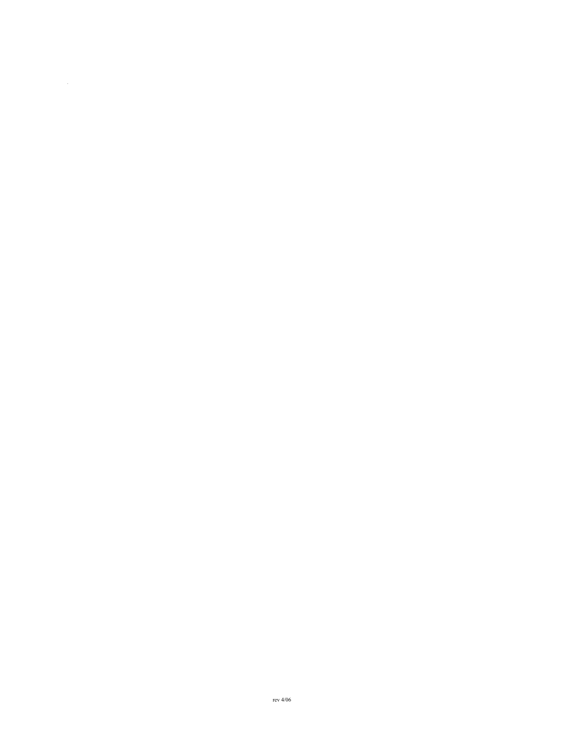rev 4/06